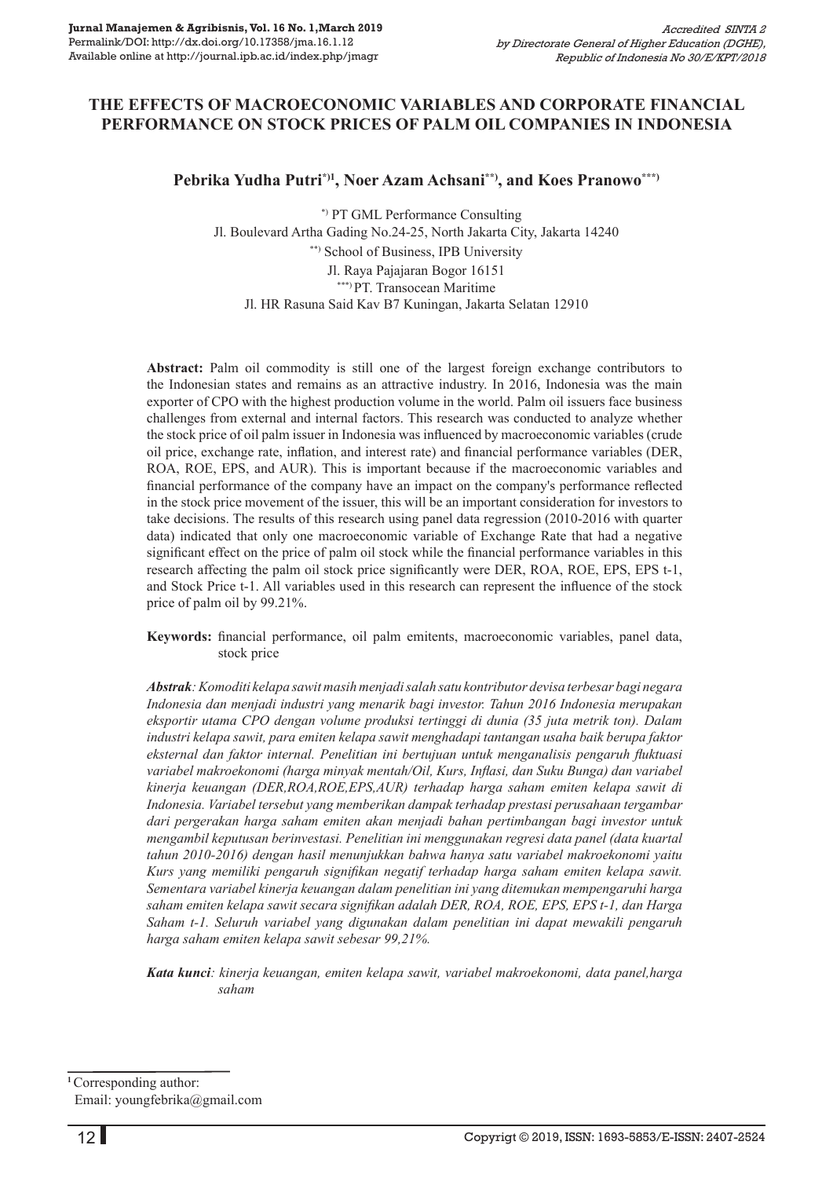# THE EFFECTS OF MACROECONOMIC VARIABLES AND CORPORATE FINANCIAL PERFORMANCE ON STOCK PRICES OF PALM OIL COMPANIES IN INDONESIA

**Pebrika Yudha Putri[*)1], Noer Azam Achsani[**)], and Koes Pranowo[***)]**

[*)] PT GML Performance Consulting
Jl. Boulevard Artha Gading No.24-25, North Jakarta City, Jakarta 14240
[**)] School of Business, IPB University
Jl. Raya Pajajaran Bogor 16151
[***)] PT. Transocean Maritime
Jl. HR Rasuna Said Kav B7 Kuningan, Jakarta Selatan 12910

**Abstract:** Palm oil commodity is still one of the largest foreign exchange contributors to the Indonesian states and remains as an attractive industry. In 2016, Indonesia was the main exporter of CPO with the highest production volume in the world. Palm oil issuers face business challenges from external and internal factors. This research was conducted to analyze whether the stock price of oil palm issuer in Indonesia was influenced by macroeconomic variables (crude oil price, exchange rate, inflation, and interest rate) and financial performance variables (DER, ROA, ROE, EPS, and AUR). This is important because if the macroeconomic variables and financial performance of the company have an impact on the company's performance reflected in the stock price movement of the issuer, this will be an important consideration for investors to take decisions. The results of this research using panel data regression (2010-2016 with quarter data) indicated that only one macroeconomic variable of Exchange Rate that had a negative significant effect on the price of palm oil stock while the financial performance variables in this research affecting the palm oil stock price significantly were DER, ROA, ROE, EPS, EPS t-1, and Stock Price t-1. All variables used in this research can represent the influence of the stock price of palm oil by 99.21%.

**Keywords:** financial performance, oil palm emitents, macroeconomic variables, panel data, stock price

***Abstrak****: Komoditi kelapa sawit masih menjadi salah satu kontributor devisa terbesar bagi negara Indonesia dan menjadi industri yang menarik bagi investor. Tahun 2016 Indonesia merupakan eksportir utama CPO dengan volume produksi tertinggi di dunia (35 juta metrik ton). Dalam industri kelapa sawit, para emiten kelapa sawit menghadapi tantangan usaha baik berupa faktor eksternal dan faktor internal. Penelitian ini bertujuan untuk menganalisis pengaruh fluktuasi variabel makroekonomi (harga minyak mentah/Oil, Kurs, Inflasi, dan Suku Bunga) dan variabel kinerja keuangan (DER,ROA,ROE,EPS,AUR) terhadap harga saham emiten kelapa sawit di Indonesia. Variabel tersebut yang memberikan dampak terhadap prestasi perusahaan tergambar dari pergerakan harga saham emiten akan menjadi bahan pertimbangan bagi investor untuk mengambil keputusan berinvestasi. Penelitian ini menggunakan regresi data panel (data kuartal tahun 2010-2016) dengan hasil menunjukkan bahwa hanya satu variabel makroekonomi yaitu Kurs yang memiliki pengaruh signifikan negatif terhadap harga saham emiten kelapa sawit. Sementara variabel kinerja keuangan dalam penelitian ini yang ditemukan mempengaruhi harga saham emiten kelapa sawit secara signifikan adalah DER, ROA, ROE, EPS, EPS t-1, dan Harga Saham t-1. Seluruh variabel yang digunakan dalam penelitian ini dapat mewakili pengaruh harga saham emiten kelapa sawit sebesar 99,21%.*

***Kata kunci****: kinerja keuangan, emiten kelapa sawit, variabel makroekonomi, data panel,harga saham*

[1] Corresponding author:
Email: youngfebrika@gmail.com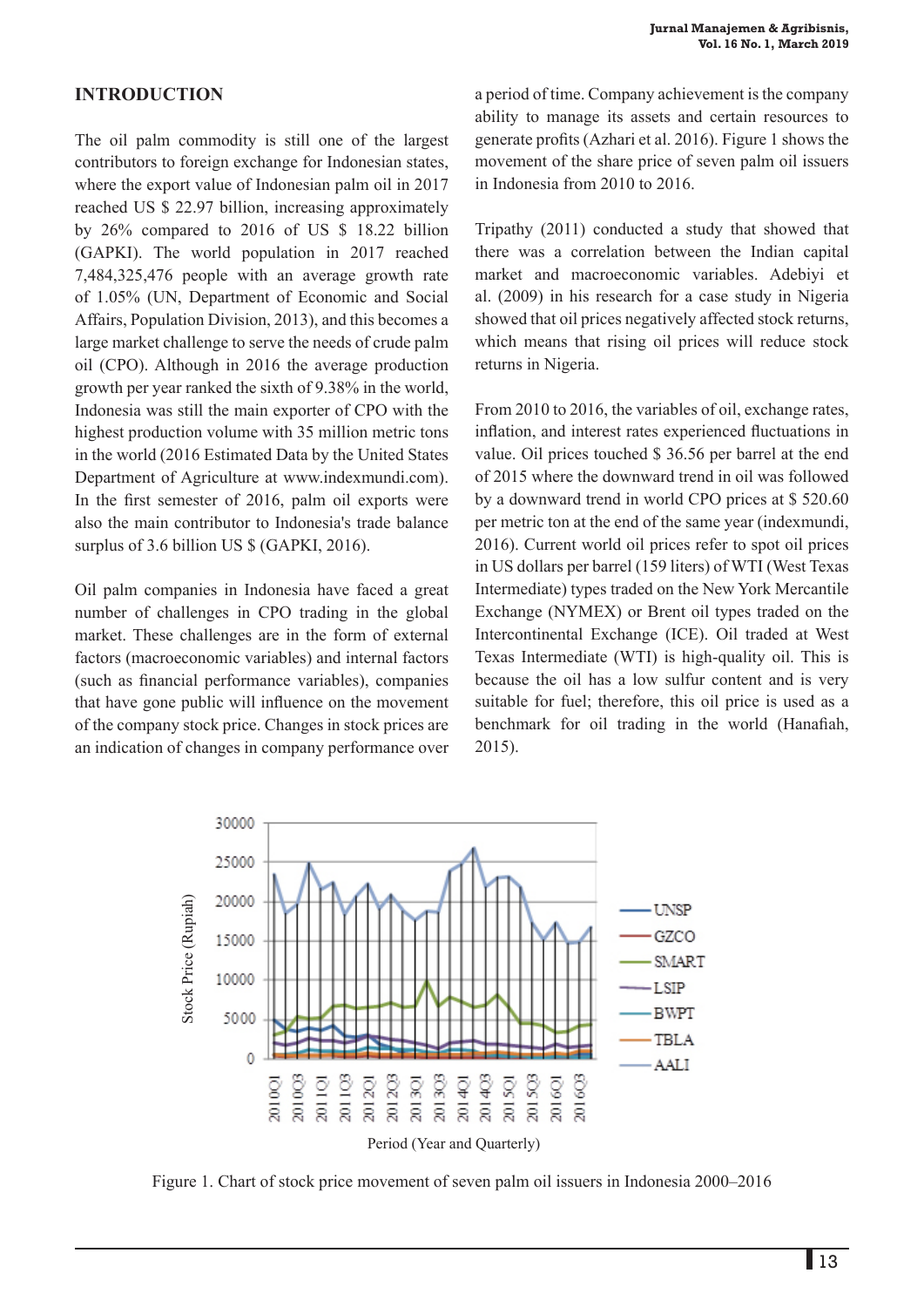## INTRODUCTION

The oil palm commodity is still one of the largest contributors to foreign exchange for Indonesian states, where the export value of Indonesian palm oil in 2017 reached US $ 22.97 billion, increasing approximately by 26% compared to 2016 of US $ 18.22 billion (GAPKI). The world population in 2017 reached 7,484,325,476 people with an average growth rate of 1.05% (UN, Department of Economic and Social Affairs, Population Division, 2013), and this becomes a large market challenge to serve the needs of crude palm oil (CPO). Although in 2016 the average production growth per year ranked the sixth of 9.38% in the world, Indonesia was still the main exporter of CPO with the highest production volume with 35 million metric tons in the world (2016 Estimated Data by the United States Department of Agriculture at www.indexmundi.com). In the first semester of 2016, palm oil exports were also the main contributor to Indonesia's trade balance surplus of 3.6 billion US $ (GAPKI, 2016).

Oil palm companies in Indonesia have faced a great number of challenges in CPO trading in the global market. These challenges are in the form of external factors (macroeconomic variables) and internal factors (such as financial performance variables), companies that have gone public will influence on the movement of the company stock price. Changes in stock prices are an indication of changes in company performance over a period of time. Company achievement is the company ability to manage its assets and certain resources to generate profits (Azhari et al. 2016). Figure 1 shows the movement of the share price of seven palm oil issuers in Indonesia from 2010 to 2016.

Tripathy (2011) conducted a study that showed that there was a correlation between the Indian capital market and macroeconomic variables. Adebiyi et al. (2009) in his research for a case study in Nigeria showed that oil prices negatively affected stock returns, which means that rising oil prices will reduce stock returns in Nigeria.

From 2010 to 2016, the variables of oil, exchange rates, inflation, and interest rates experienced fluctuations in value. Oil prices touched $ 36.56 per barrel at the end of 2015 where the downward trend in oil was followed by a downward trend in world CPO prices at $ 520.60 per metric ton at the end of the same year (indexmundi, 2016). Current world oil prices refer to spot oil prices in US dollars per barrel (159 liters) of WTI (West Texas Intermediate) types traded on the New York Mercantile Exchange (NYMEX) or Brent oil types traded on the Intercontinental Exchange (ICE). Oil traded at West Texas Intermediate (WTI) is high-quality oil. This is because the oil has a low sulfur content and is very suitable for fuel; therefore, this oil price is used as a benchmark for oil trading in the world (Hanafiah, 2015).

Figure 1. Chart of stock price movement of seven palm oil issuers in Indonesia 2000–2016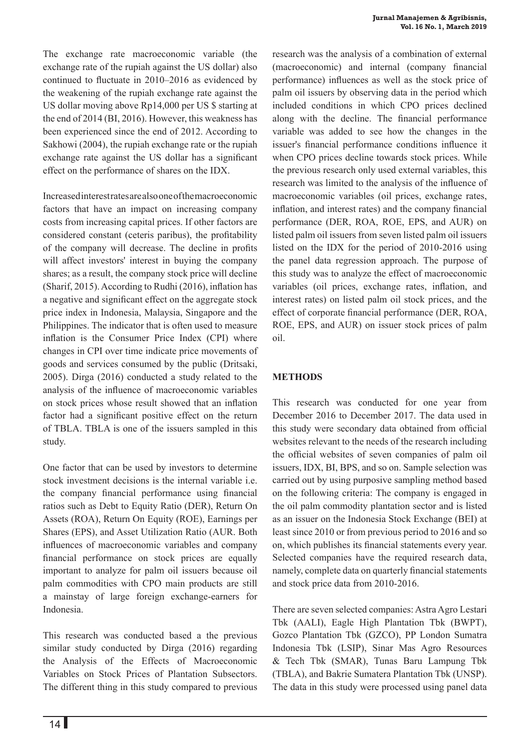The exchange rate macroeconomic variable (the exchange rate of the rupiah against the US dollar) also continued to fluctuate in 2010–2016 as evidenced by the weakening of the rupiah exchange rate against the US dollar moving above Rp14,000 per US $ starting at the end of 2014 (BI, 2016). However, this weakness has been experienced since the end of 2012. According to Sakhowi (2004), the rupiah exchange rate or the rupiah exchange rate against the US dollar has a significant effect on the performance of shares on the IDX.

Increased interest rates are also one of the macroeconomic factors that have an impact on increasing company costs from increasing capital prices. If other factors are considered constant (ceteris paribus), the profitability of the company will decrease. The decline in profits will affect investors' interest in buying the company shares; as a result, the company stock price will decline (Sharif, 2015). According to Rudhi (2016), inflation has a negative and significant effect on the aggregate stock price index in Indonesia, Malaysia, Singapore and the Philippines. The indicator that is often used to measure inflation is the Consumer Price Index (CPI) where changes in CPI over time indicate price movements of goods and services consumed by the public (Dritsaki, 2005). Dirga (2016) conducted a study related to the analysis of the influence of macroeconomic variables on stock prices whose result showed that an inflation factor had a significant positive effect on the return of TBLA. TBLA is one of the issuers sampled in this study.

One factor that can be used by investors to determine stock investment decisions is the internal variable i.e. the company financial performance using financial ratios such as Debt to Equity Ratio (DER), Return On Assets (ROA), Return On Equity (ROE), Earnings per Shares (EPS), and Asset Utilization Ratio (AUR. Both influences of macroeconomic variables and company financial performance on stock prices are equally important to analyze for palm oil issuers because oil palm commodities with CPO main products are still a mainstay of large foreign exchange-earners for Indonesia.

This research was conducted based a the previous similar study conducted by Dirga (2016) regarding the Analysis of the Effects of Macroeconomic Variables on Stock Prices of Plantation Subsectors. The different thing in this study compared to previous research was the analysis of a combination of external (macroeconomic) and internal (company financial performance) influences as well as the stock price of palm oil issuers by observing data in the period which included conditions in which CPO prices declined along with the decline. The financial performance variable was added to see how the changes in the issuer's financial performance conditions influence it when CPO prices decline towards stock prices. While the previous research only used external variables, this research was limited to the analysis of the influence of macroeconomic variables (oil prices, exchange rates, inflation, and interest rates) and the company financial performance (DER, ROA, ROE, EPS, and AUR) on listed palm oil issuers from seven listed palm oil issuers listed on the IDX for the period of 2010-2016 using the panel data regression approach. The purpose of this study was to analyze the effect of macroeconomic variables (oil prices, exchange rates, inflation, and interest rates) on listed palm oil stock prices, and the effect of corporate financial performance (DER, ROA, ROE, EPS, and AUR) on issuer stock prices of palm oil.

## METHODS

This research was conducted for one year from December 2016 to December 2017. The data used in this study were secondary data obtained from official websites relevant to the needs of the research including the official websites of seven companies of palm oil issuers, IDX, BI, BPS, and so on. Sample selection was carried out by using purposive sampling method based on the following criteria: The company is engaged in the oil palm commodity plantation sector and is listed as an issuer on the Indonesia Stock Exchange (BEI) at least since 2010 or from previous period to 2016 and so on, which publishes its financial statements every year. Selected companies have the required research data, namely, complete data on quarterly financial statements and stock price data from 2010-2016.

There are seven selected companies: Astra Agro Lestari Tbk (AALI), Eagle High Plantation Tbk (BWPT), Gozco Plantation Tbk (GZCO), PP London Sumatra Indonesia Tbk (LSIP), Sinar Mas Agro Resources & Tech Tbk (SMAR), Tunas Baru Lampung Tbk (TBLA), and Bakrie Sumatera Plantation Tbk (UNSP). The data in this study were processed using panel data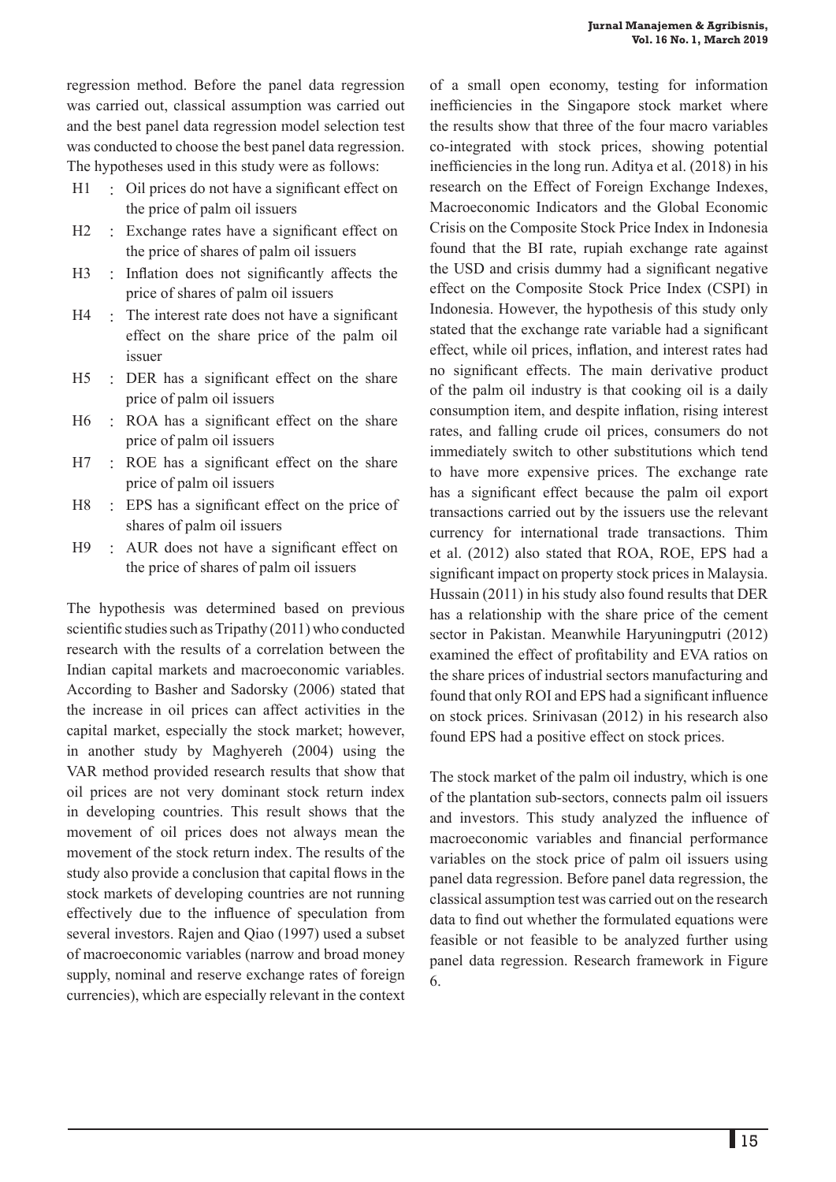regression method. Before the panel data regression was carried out, classical assumption was carried out and the best panel data regression model selection test was conducted to choose the best panel data regression. The hypotheses used in this study were as follows:

- H1 : Oil prices do not have a significant effect on the price of palm oil issuers
- H2 : Exchange rates have a significant effect on the price of shares of palm oil issuers
- H3 : Inflation does not significantly affects the price of shares of palm oil issuers
- H4 : The interest rate does not have a significant effect on the share price of the palm oil issuer
- H5 : DER has a significant effect on the share price of palm oil issuers
- H6 : ROA has a significant effect on the share price of palm oil issuers
- H7 : ROE has a significant effect on the share price of palm oil issuers
- H8 : EPS has a significant effect on the price of shares of palm oil issuers
- H9 : AUR does not have a significant effect on the price of shares of palm oil issuers

The hypothesis was determined based on previous scientific studies such as Tripathy (2011) who conducted research with the results of a correlation between the Indian capital markets and macroeconomic variables. According to Basher and Sadorsky (2006) stated that the increase in oil prices can affect activities in the capital market, especially the stock market; however, in another study by Maghyereh (2004) using the VAR method provided research results that show that oil prices are not very dominant stock return index in developing countries. This result shows that the movement of oil prices does not always mean the movement of the stock return index. The results of the study also provide a conclusion that capital flows in the stock markets of developing countries are not running effectively due to the influence of speculation from several investors. Rajen and Qiao (1997) used a subset of macroeconomic variables (narrow and broad money supply, nominal and reserve exchange rates of foreign currencies), which are especially relevant in the context of a small open economy, testing for information inefficiencies in the Singapore stock market where the results show that three of the four macro variables co-integrated with stock prices, showing potential inefficiencies in the long run. Aditya et al. (2018) in his research on the Effect of Foreign Exchange Indexes, Macroeconomic Indicators and the Global Economic Crisis on the Composite Stock Price Index in Indonesia found that the BI rate, rupiah exchange rate against the USD and crisis dummy had a significant negative effect on the Composite Stock Price Index (CSPI) in Indonesia. However, the hypothesis of this study only stated that the exchange rate variable had a significant effect, while oil prices, inflation, and interest rates had no significant effects. The main derivative product of the palm oil industry is that cooking oil is a daily consumption item, and despite inflation, rising interest rates, and falling crude oil prices, consumers do not immediately switch to other substitutions which tend to have more expensive prices. The exchange rate has a significant effect because the palm oil export transactions carried out by the issuers use the relevant currency for international trade transactions. Thim et al. (2012) also stated that ROA, ROE, EPS had a significant impact on property stock prices in Malaysia. Hussain (2011) in his study also found results that DER has a relationship with the share price of the cement sector in Pakistan. Meanwhile Haryuningputri (2012) examined the effect of profitability and EVA ratios on the share prices of industrial sectors manufacturing and found that only ROI and EPS had a significant influence on stock prices. Srinivasan (2012) in his research also found EPS had a positive effect on stock prices.

The stock market of the palm oil industry, which is one of the plantation sub-sectors, connects palm oil issuers and investors. This study analyzed the influence of macroeconomic variables and financial performance variables on the stock price of palm oil issuers using panel data regression. Before panel data regression, the classical assumption test was carried out on the research data to find out whether the formulated equations were feasible or not feasible to be analyzed further using panel data regression. Research framework in Figure 6.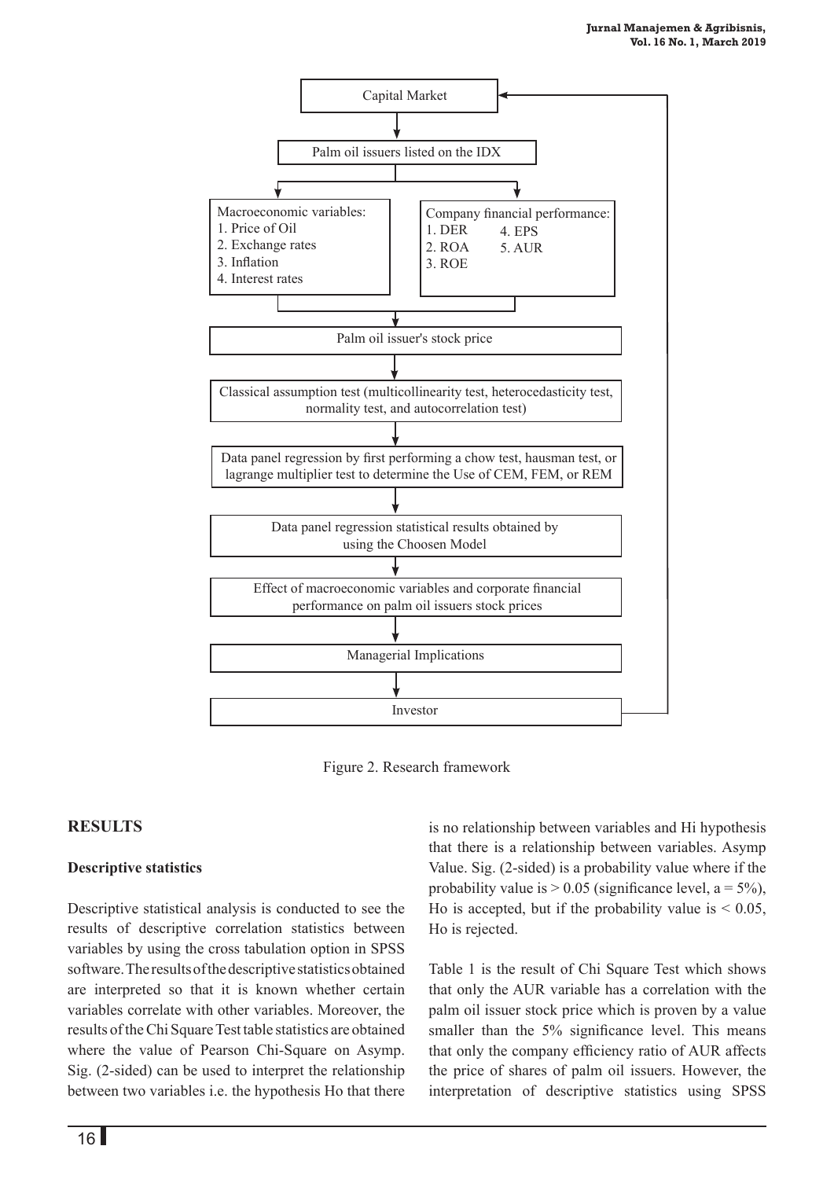Capital Market

↓

Palm oil issuers listed on the IDX

↓

| Macroeconomic variables: | Company financial performance: |
|---|---|
| 1. Price of Oil | 1. DER |
| 2. Exchange rates | 2. ROA |
| 3. Inflation | 3. ROE |
| 4. Interest rates | 4. EPS |
| | 5. AUR |

↓

Palm oil issuer's stock price

↓

Classical assumption test (multicollinearity test, heterocedasticity test, normality test, and autocorrelation test)

↓

Data panel regression by first performing a chow test, hausman test, or lagrange multiplier test to determine the Use of CEM, FEM, or REM

↓

Data panel regression statistical results obtained by using the Choosen Model

↓

Effect of macroeconomic variables and corporate financial performance on palm oil issuers stock prices

↓

Managerial Implications

↓

Investor (→ Capital Market)

Figure 2. Research framework

## RESULTS

### Descriptive statistics

Descriptive statistical analysis is conducted to see the results of descriptive correlation statistics between variables by using the cross tabulation option in SPSS software. The results of the descriptive statistics obtained are interpreted so that it is known whether certain variables correlate with other variables. Moreover, the results of the Chi Square Test table statistics are obtained where the value of Pearson Chi-Square on Asymp. Sig. (2-sided) can be used to interpret the relationship between two variables i.e. the hypothesis Ho that there is no relationship between variables and Hi hypothesis that there is a relationship between variables. Asymp Value. Sig. (2-sided) is a probability value where if the probability value is $> 0.05$ (significance level, a = 5%), Ho is accepted, but if the probability value is $< 0.05$, Ho is rejected.

Table 1 is the result of Chi Square Test which shows that only the AUR variable has a correlation with the palm oil issuer stock price which is proven by a value smaller than the 5% significance level. This means that only the company efficiency ratio of AUR affects the price of shares of palm oil issuers. However, the interpretation of descriptive statistics using SPSS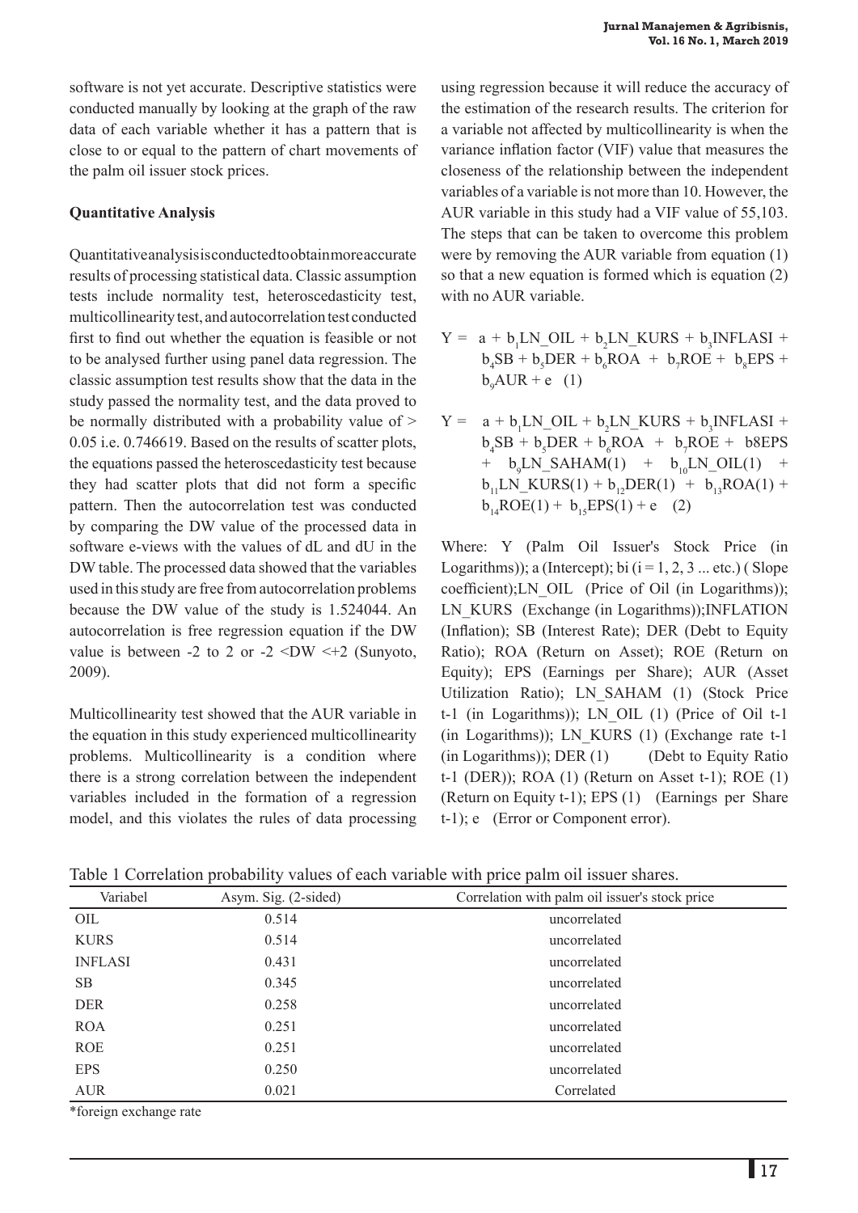software is not yet accurate. Descriptive statistics were conducted manually by looking at the graph of the raw data of each variable whether it has a pattern that is close to or equal to the pattern of chart movements of the palm oil issuer stock prices.

**Quantitative Analysis**

Quantitative analysis is conducted to obtain more accurate results of processing statistical data. Classic assumption tests include normality test, heteroscedasticity test, multicollinearity test, and autocorrelation test conducted first to find out whether the equation is feasible or not to be analysed further using panel data regression. The classic assumption test results show that the data in the study passed the normality test, and the data proved to be normally distributed with a probability value of > 0.05 i.e. 0.746619. Based on the results of scatter plots, the equations passed the heteroscedasticity test because they had scatter plots that did not form a specific pattern. Then the autocorrelation test was conducted by comparing the DW value of the processed data in software e-views with the values of dL and dU in the DW table. The processed data showed that the variables used in this study are free from autocorrelation problems because the DW value of the study is 1.524044. An autocorrelation is free regression equation if the DW value is between -2 to 2 or -2 <DW <+2 (Sunyoto, 2009).

Multicollinearity test showed that the AUR variable in the equation in this study experienced multicollinearity problems. Multicollinearity is a condition where there is a strong correlation between the independent variables included in the formation of a regression model, and this violates the rules of data processing using regression because it will reduce the accuracy of the estimation of the research results. The criterion for a variable not affected by multicollinearity is when the variance inflation factor (VIF) value that measures the closeness of the relationship between the independent variables of a variable is not more than 10. However, the AUR variable in this study had a VIF value of 55,103. The steps that can be taken to overcome this problem were by removing the AUR variable from equation (1) so that a new equation is formed which is equation (2) with no AUR variable.

$$Y = a + b_1 LN\_OIL + b_2 LN\_KURS + b_3 INFLASI + b_4 SB + b_5 DER + b_6 ROA + b_7 ROE + b_8 EPS + b_9 AUR + e \quad (1)$$

$$Y = a + b_1 LN\_OIL + b_2 LN\_KURS + b_3 INFLASI + b_4 SB + b_5 DER + b_6 ROA + b_7 ROE + b8EPS + b_9 LN\_SAHAM(1) + b_{10} LN\_OIL(1) + b_{11} LN\_KURS(1) + b_{12} DER(1) + b_{13} ROA(1) + b_{14} ROE(1) + b_{15} EPS(1) + e \quad (2)$$

Where: Y (Palm Oil Issuer's Stock Price (in Logarithms)); a (Intercept); bi (i = 1, 2, 3 ... etc.) ( Slope coefficient);LN_OIL (Price of Oil (in Logarithms)); LN_KURS (Exchange (in Logarithms));INFLATION (Inflation); SB (Interest Rate); DER (Debt to Equity Ratio); ROA (Return on Asset); ROE (Return on Equity); EPS (Earnings per Share); AUR (Asset Utilization Ratio); LN_SAHAM (1) (Stock Price t-1 (in Logarithms)); LN_OIL (1) (Price of Oil t-1 (in Logarithms)); LN_KURS (1) (Exchange rate t-1 (in Logarithms)); DER (1) (Debt to Equity Ratio t-1 (DER)); ROA (1) (Return on Asset t-1); ROE (1) (Return on Equity t-1); EPS (1) (Earnings per Share t-1); e (Error or Component error).

Table 1 Correlation probability values of each variable with price palm oil issuer shares.

| Variabel | Asym. Sig. (2-sided) | Correlation with palm oil issuer's stock price |
|---|---|---|
| OIL | 0.514 | uncorrelated |
| KURS | 0.514 | uncorrelated |
| INFLASI | 0.431 | uncorrelated |
| SB | 0.345 | uncorrelated |
| DER | 0.258 | uncorrelated |
| ROA | 0.251 | uncorrelated |
| ROE | 0.251 | uncorrelated |
| EPS | 0.250 | uncorrelated |
| AUR | 0.021 | Correlated |

*foreign exchange rate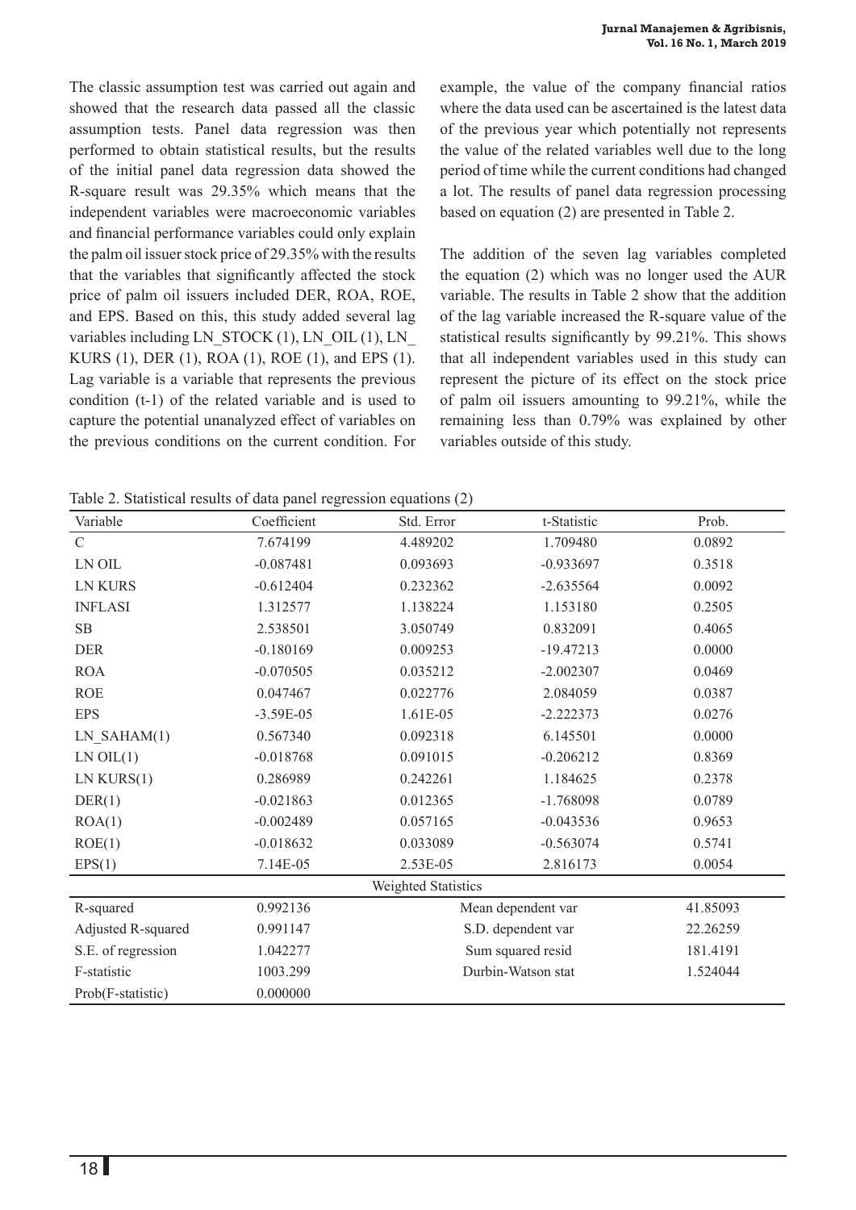The classic assumption test was carried out again and showed that the research data passed all the classic assumption tests. Panel data regression was then performed to obtain statistical results, but the results of the initial panel data regression data showed the R-square result was 29.35% which means that the independent variables were macroeconomic variables and financial performance variables could only explain the palm oil issuer stock price of 29.35% with the results that the variables that significantly affected the stock price of palm oil issuers included DER, ROA, ROE, and EPS. Based on this, this study added several lag variables including LN_STOCK (1), LN_OIL (1), LN_KURS (1), DER (1), ROA (1), ROE (1), and EPS (1). Lag variable is a variable that represents the previous condition (t-1) of the related variable and is used to capture the potential unanalyzed effect of variables on the previous conditions on the current condition. For example, the value of the company financial ratios where the data used can be ascertained is the latest data of the previous year which potentially not represents the value of the related variables well due to the long period of time while the current conditions had changed a lot. The results of panel data regression processing based on equation (2) are presented in Table 2.

The addition of the seven lag variables completed the equation (2) which was no longer used the AUR variable. The results in Table 2 show that the addition of the lag variable increased the R-square value of the statistical results significantly by 99.21%. This shows that all independent variables used in this study can represent the picture of its effect on the stock price of palm oil issuers amounting to 99.21%, while the remaining less than 0.79% was explained by other variables outside of this study.

Table 2. Statistical results of data panel regression equations (2)

| Variable | Coefficient | Std. Error | t-Statistic | Prob. |
|---|---|---|---|---|
| C | 7.674199 | 4.489202 | 1.709480 | 0.0892 |
| LN OIL | -0.087481 | 0.093693 | -0.933697 | 0.3518 |
| LN KURS | -0.612404 | 0.232362 | -2.635564 | 0.0092 |
| INFLASI | 1.312577 | 1.138224 | 1.153180 | 0.2505 |
| SB | 2.538501 | 3.050749 | 0.832091 | 0.4065 |
| DER | -0.180169 | 0.009253 | -19.47213 | 0.0000 |
| ROA | -0.070505 | 0.035212 | -2.002307 | 0.0469 |
| ROE | 0.047467 | 0.022776 | 2.084059 | 0.0387 |
| EPS | -3.59E-05 | 1.61E-05 | -2.222373 | 0.0276 |
| LN_SAHAM(1) | 0.567340 | 0.092318 | 6.145501 | 0.0000 |
| LN OIL(1) | -0.018768 | 0.091015 | -0.206212 | 0.8369 |
| LN KURS(1) | 0.286989 | 0.242261 | 1.184625 | 0.2378 |
| DER(1) | -0.021863 | 0.012365 | -1.768098 | 0.0789 |
| ROA(1) | -0.002489 | 0.057165 | -0.043536 | 0.9653 |
| ROE(1) | -0.018632 | 0.033089 | -0.563074 | 0.5741 |
| EPS(1) | 7.14E-05 | 2.53E-05 | 2.816173 | 0.0054 |
| | | Weighted Statistics | | |
| R-squared | 0.992136 | Mean dependent var | | 41.85093 |
| Adjusted R-squared | 0.991147 | S.D. dependent var | | 22.26259 |
| S.E. of regression | 1.042277 | Sum squared resid | | 181.4191 |
| F-statistic | 1003.299 | Durbin-Watson stat | | 1.524044 |
| Prob(F-statistic) | 0.000000 | | | |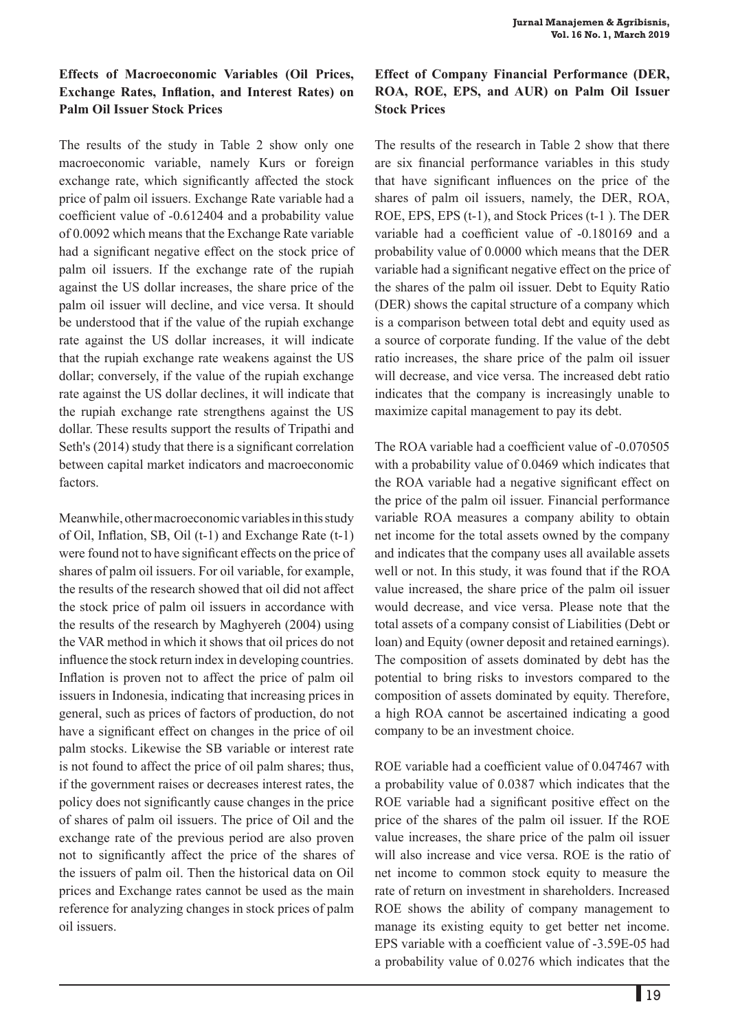### Effects of Macroeconomic Variables (Oil Prices, Exchange Rates, Inflation, and Interest Rates) on Palm Oil Issuer Stock Prices

The results of the study in Table 2 show only one macroeconomic variable, namely Kurs or foreign exchange rate, which significantly affected the stock price of palm oil issuers. Exchange Rate variable had a coefficient value of -0.612404 and a probability value of 0.0092 which means that the Exchange Rate variable had a significant negative effect on the stock price of palm oil issuers. If the exchange rate of the rupiah against the US dollar increases, the share price of the palm oil issuer will decline, and vice versa. It should be understood that if the value of the rupiah exchange rate against the US dollar increases, it will indicate that the rupiah exchange rate weakens against the US dollar; conversely, if the value of the rupiah exchange rate against the US dollar declines, it will indicate that the rupiah exchange rate strengthens against the US dollar. These results support the results of Tripathi and Seth's (2014) study that there is a significant correlation between capital market indicators and macroeconomic factors.

Meanwhile, other macroeconomic variables in this study of Oil, Inflation, SB, Oil (t-1) and Exchange Rate (t-1) were found not to have significant effects on the price of shares of palm oil issuers. For oil variable, for example, the results of the research showed that oil did not affect the stock price of palm oil issuers in accordance with the results of the research by Maghyereh (2004) using the VAR method in which it shows that oil prices do not influence the stock return index in developing countries. Inflation is proven not to affect the price of palm oil issuers in Indonesia, indicating that increasing prices in general, such as prices of factors of production, do not have a significant effect on changes in the price of oil palm stocks. Likewise the SB variable or interest rate is not found to affect the price of oil palm shares; thus, if the government raises or decreases interest rates, the policy does not significantly cause changes in the price of shares of palm oil issuers. The price of Oil and the exchange rate of the previous period are also proven not to significantly affect the price of the shares of the issuers of palm oil. Then the historical data on Oil prices and Exchange rates cannot be used as the main reference for analyzing changes in stock prices of palm oil issuers.

### Effect of Company Financial Performance (DER, ROA, ROE, EPS, and AUR) on Palm Oil Issuer Stock Prices

The results of the research in Table 2 show that there are six financial performance variables in this study that have significant influences on the price of the shares of palm oil issuers, namely, the DER, ROA, ROE, EPS, EPS (t-1), and Stock Prices (t-1 ). The DER variable had a coefficient value of -0.180169 and a probability value of 0.0000 which means that the DER variable had a significant negative effect on the price of the shares of the palm oil issuer. Debt to Equity Ratio (DER) shows the capital structure of a company which is a comparison between total debt and equity used as a source of corporate funding. If the value of the debt ratio increases, the share price of the palm oil issuer will decrease, and vice versa. The increased debt ratio indicates that the company is increasingly unable to maximize capital management to pay its debt.

The ROA variable had a coefficient value of -0.070505 with a probability value of 0.0469 which indicates that the ROA variable had a negative significant effect on the price of the palm oil issuer. Financial performance variable ROA measures a company ability to obtain net income for the total assets owned by the company and indicates that the company uses all available assets well or not. In this study, it was found that if the ROA value increased, the share price of the palm oil issuer would decrease, and vice versa. Please note that the total assets of a company consist of Liabilities (Debt or loan) and Equity (owner deposit and retained earnings). The composition of assets dominated by debt has the potential to bring risks to investors compared to the composition of assets dominated by equity. Therefore, a high ROA cannot be ascertained indicating a good company to be an investment choice.

ROE variable had a coefficient value of 0.047467 with a probability value of 0.0387 which indicates that the ROE variable had a significant positive effect on the price of the shares of the palm oil issuer. If the ROE value increases, the share price of the palm oil issuer will also increase and vice versa. ROE is the ratio of net income to common stock equity to measure the rate of return on investment in shareholders. Increased ROE shows the ability of company management to manage its existing equity to get better net income. EPS variable with a coefficient value of -3.59E-05 had a probability value of 0.0276 which indicates that the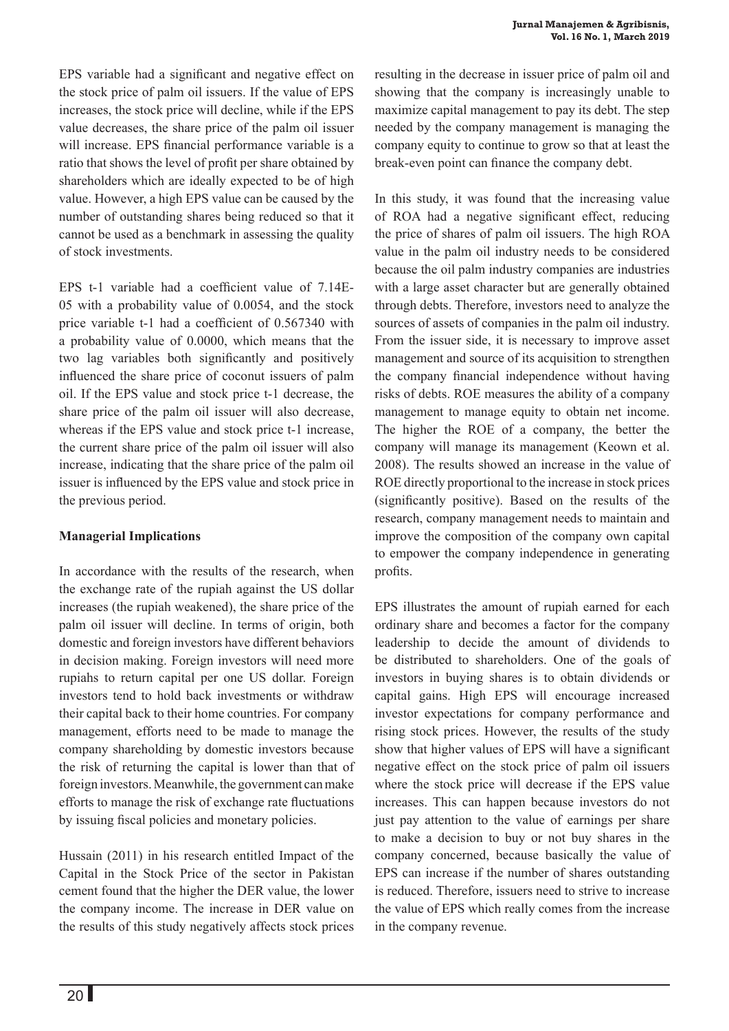EPS variable had a significant and negative effect on the stock price of palm oil issuers. If the value of EPS increases, the stock price will decline, while if the EPS value decreases, the share price of the palm oil issuer will increase. EPS financial performance variable is a ratio that shows the level of profit per share obtained by shareholders which are ideally expected to be of high value. However, a high EPS value can be caused by the number of outstanding shares being reduced so that it cannot be used as a benchmark in assessing the quality of stock investments.

EPS t-1 variable had a coefficient value of 7.14E-05 with a probability value of 0.0054, and the stock price variable t-1 had a coefficient of 0.567340 with a probability value of 0.0000, which means that the two lag variables both significantly and positively influenced the share price of coconut issuers of palm oil. If the EPS value and stock price t-1 decrease, the share price of the palm oil issuer will also decrease, whereas if the EPS value and stock price t-1 increase, the current share price of the palm oil issuer will also increase, indicating that the share price of the palm oil issuer is influenced by the EPS value and stock price in the previous period.

**Managerial Implications**

In accordance with the results of the research, when the exchange rate of the rupiah against the US dollar increases (the rupiah weakened), the share price of the palm oil issuer will decline. In terms of origin, both domestic and foreign investors have different behaviors in decision making. Foreign investors will need more rupiahs to return capital per one US dollar. Foreign investors tend to hold back investments or withdraw their capital back to their home countries. For company management, efforts need to be made to manage the company shareholding by domestic investors because the risk of returning the capital is lower than that of foreign investors. Meanwhile, the government can make efforts to manage the risk of exchange rate fluctuations by issuing fiscal policies and monetary policies.

Hussain (2011) in his research entitled Impact of the Capital in the Stock Price of the sector in Pakistan cement found that the higher the DER value, the lower the company income. The increase in DER value on the results of this study negatively affects stock prices resulting in the decrease in issuer price of palm oil and showing that the company is increasingly unable to maximize capital management to pay its debt. The step needed by the company management is managing the company equity to continue to grow so that at least the break-even point can finance the company debt.

In this study, it was found that the increasing value of ROA had a negative significant effect, reducing the price of shares of palm oil issuers. The high ROA value in the palm oil industry needs to be considered because the oil palm industry companies are industries with a large asset character but are generally obtained through debts. Therefore, investors need to analyze the sources of assets of companies in the palm oil industry. From the issuer side, it is necessary to improve asset management and source of its acquisition to strengthen the company financial independence without having risks of debts. ROE measures the ability of a company management to manage equity to obtain net income. The higher the ROE of a company, the better the company will manage its management (Keown et al. 2008). The results showed an increase in the value of ROE directly proportional to the increase in stock prices (significantly positive). Based on the results of the research, company management needs to maintain and improve the composition of the company own capital to empower the company independence in generating profits.

EPS illustrates the amount of rupiah earned for each ordinary share and becomes a factor for the company leadership to decide the amount of dividends to be distributed to shareholders. One of the goals of investors in buying shares is to obtain dividends or capital gains. High EPS will encourage increased investor expectations for company performance and rising stock prices. However, the results of the study show that higher values of EPS will have a significant negative effect on the stock price of palm oil issuers where the stock price will decrease if the EPS value increases. This can happen because investors do not just pay attention to the value of earnings per share to make a decision to buy or not buy shares in the company concerned, because basically the value of EPS can increase if the number of shares outstanding is reduced. Therefore, issuers need to strive to increase the value of EPS which really comes from the increase in the company revenue.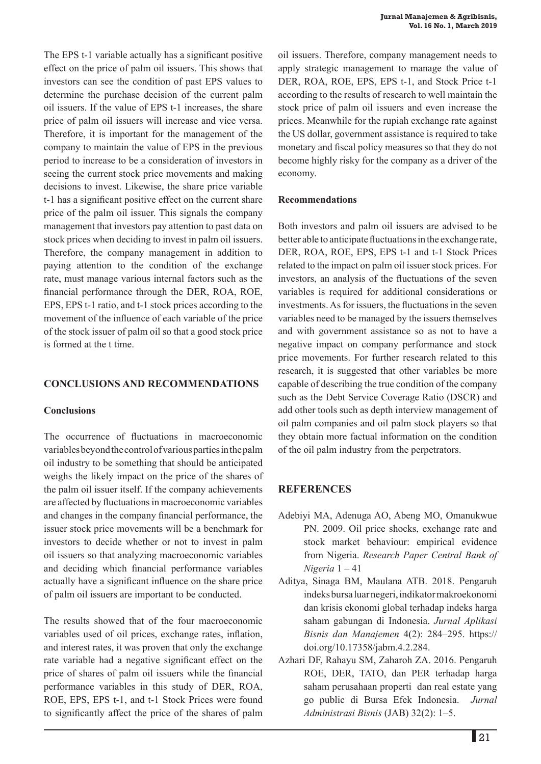The EPS t-1 variable actually has a significant positive effect on the price of palm oil issuers. This shows that investors can see the condition of past EPS values to determine the purchase decision of the current palm oil issuers. If the value of EPS t-1 increases, the share price of palm oil issuers will increase and vice versa. Therefore, it is important for the management of the company to maintain the value of EPS in the previous period to increase to be a consideration of investors in seeing the current stock price movements and making decisions to invest. Likewise, the share price variable t-1 has a significant positive effect on the current share price of the palm oil issuer. This signals the company management that investors pay attention to past data on stock prices when deciding to invest in palm oil issuers. Therefore, the company management in addition to paying attention to the condition of the exchange rate, must manage various internal factors such as the financial performance through the DER, ROA, ROE, EPS, EPS t-1 ratio, and t-1 stock prices according to the movement of the influence of each variable of the price of the stock issuer of palm oil so that a good stock price is formed at the t time.

## CONCLUSIONS AND RECOMMENDATIONS

### Conclusions

The occurrence of fluctuations in macroeconomic variables beyond the control of various parties in the palm oil industry to be something that should be anticipated weighs the likely impact on the price of the shares of the palm oil issuer itself. If the company achievements are affected by fluctuations in macroeconomic variables and changes in the company financial performance, the issuer stock price movements will be a benchmark for investors to decide whether or not to invest in palm oil issuers so that analyzing macroeconomic variables and deciding which financial performance variables actually have a significant influence on the share price of palm oil issuers are important to be conducted.

The results showed that of the four macroeconomic variables used of oil prices, exchange rates, inflation, and interest rates, it was proven that only the exchange rate variable had a negative significant effect on the price of shares of palm oil issuers while the financial performance variables in this study of DER, ROA, ROE, EPS, EPS t-1, and t-1 Stock Prices were found to significantly affect the price of the shares of palm oil issuers. Therefore, company management needs to apply strategic management to manage the value of DER, ROA, ROE, EPS, EPS t-1, and Stock Price t-1 according to the results of research to well maintain the stock price of palm oil issuers and even increase the prices. Meanwhile for the rupiah exchange rate against the US dollar, government assistance is required to take monetary and fiscal policy measures so that they do not become highly risky for the company as a driver of the economy.

### Recommendations

Both investors and palm oil issuers are advised to be better able to anticipate fluctuations in the exchange rate, DER, ROA, ROE, EPS, EPS t-1 and t-1 Stock Prices related to the impact on palm oil issuer stock prices. For investors, an analysis of the fluctuations of the seven variables is required for additional considerations or investments. As for issuers, the fluctuations in the seven variables need to be managed by the issuers themselves and with government assistance so as not to have a negative impact on company performance and stock price movements. For further research related to this research, it is suggested that other variables be more capable of describing the true condition of the company such as the Debt Service Coverage Ratio (DSCR) and add other tools such as depth interview management of oil palm companies and oil palm stock players so that they obtain more factual information on the condition of the oil palm industry from the perpetrators.

## REFERENCES

Adebiyi MA, Adenuga AO, Abeng MO, Omanukwue PN. 2009. Oil price shocks, exchange rate and stock market behaviour: empirical evidence from Nigeria. *Research Paper Central Bank of Nigeria* 1 – 41

Aditya, Sinaga BM, Maulana ATB. 2018. Pengaruh indeks bursa luar negeri, indikator makroekonomi dan krisis ekonomi global terhadap indeks harga saham gabungan di Indonesia. *Jurnal Aplikasi Bisnis dan Manajemen* 4(2): 284–295. https://doi.org/10.17358/jabm.4.2.284.

Azhari DF, Rahayu SM, Zaharoh ZA. 2016. Pengaruh ROE, DER, TATO, dan PER terhadap harga saham perusahaan properti dan real estate yang go public di Bursa Efek Indonesia. *Jurnal Administrasi Bisnis* (JAB) 32(2): 1–5.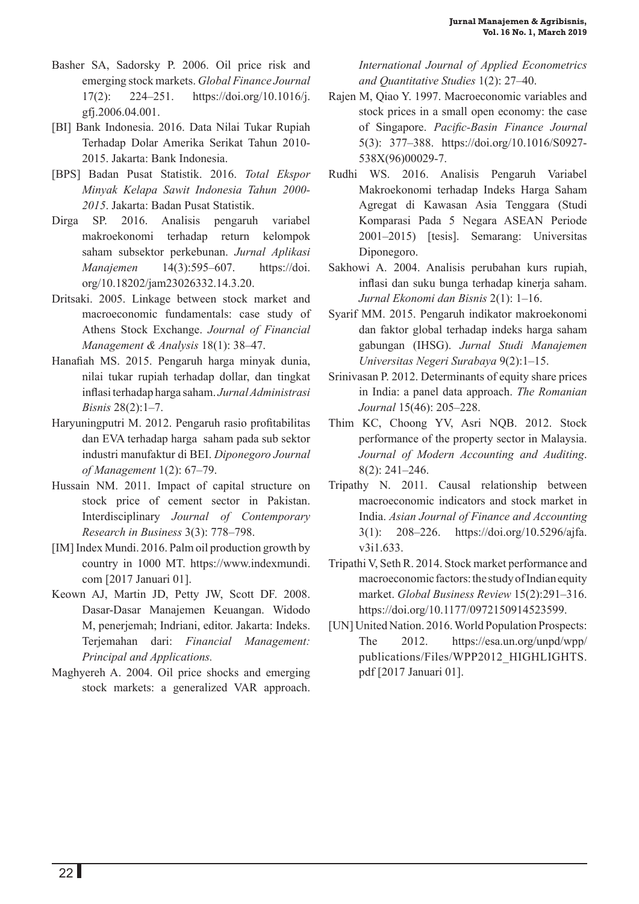Basher SA, Sadorsky P. 2006. Oil price risk and emerging stock markets. *Global Finance Journal* 17(2): 224–251. https://doi.org/10.1016/j.gfj.2006.04.001.

[BI] Bank Indonesia. 2016. Data Nilai Tukar Rupiah Terhadap Dolar Amerika Serikat Tahun 2010-2015. Jakarta: Bank Indonesia.

[BPS] Badan Pusat Statistik. 2016. *Total Ekspor Minyak Kelapa Sawit Indonesia Tahun 2000-2015*. Jakarta: Badan Pusat Statistik.

Dirga SP. 2016. Analisis pengaruh variabel makroekonomi terhadap return kelompok saham subsektor perkebunan. *Jurnal Aplikasi Manajemen* 14(3):595–607. https://doi.org/10.18202/jam23026332.14.3.20.

Dritsaki. 2005. Linkage between stock market and macroeconomic fundamentals: case study of Athens Stock Exchange. *Journal of Financial Management & Analysis* 18(1): 38–47.

Hanafiah MS. 2015. Pengaruh harga minyak dunia, nilai tukar rupiah terhadap dollar, dan tingkat inflasi terhadap harga saham. *Jurnal Administrasi Bisnis* 28(2):1–7.

Haryuningputri M. 2012. Pengaruh rasio profitabilitas dan EVA terhadap harga saham pada sub sektor industri manufaktur di BEI. *Diponegoro Journal of Management* 1(2): 67–79.

Hussain NM. 2011. Impact of capital structure on stock price of cement sector in Pakistan. Interdisciplinary *Journal of Contemporary Research in Business* 3(3): 778–798.

[IM] Index Mundi. 2016. Palm oil production growth by country in 1000 MT. https://www.indexmundi.com [2017 Januari 01].

Keown AJ, Martin JD, Petty JW, Scott DF. 2008. Dasar-Dasar Manajemen Keuangan. Widodo M, penerjemah; Indriani, editor. Jakarta: Indeks. Terjemahan dari: *Financial Management: Principal and Applications.*

Maghyereh A. 2004. Oil price shocks and emerging stock markets: a generalized VAR approach. *International Journal of Applied Econometrics and Quantitative Studies* 1(2): 27–40.

Rajen M, Qiao Y. 1997. Macroeconomic variables and stock prices in a small open economy: the case of Singapore. *Pacific-Basin Finance Journal* 5(3): 377–388. https://doi.org/10.1016/S0927-538X(96)00029-7.

Rudhi WS. 2016. Analisis Pengaruh Variabel Makroekonomi terhadap Indeks Harga Saham Agregat di Kawasan Asia Tenggara (Studi Komparasi Pada 5 Negara ASEAN Periode 2001–2015) [tesis]. Semarang: Universitas Diponegoro.

Sakhowi A. 2004. Analisis perubahan kurs rupiah, inflasi dan suku bunga terhadap kinerja saham. *Jurnal Ekonomi dan Bisnis* 2(1): 1–16.

Syarif MM. 2015. Pengaruh indikator makroekonomi dan faktor global terhadap indeks harga saham gabungan (IHSG). *Jurnal Studi Manajemen Universitas Negeri Surabaya* 9(2):1–15.

Srinivasan P. 2012. Determinants of equity share prices in India: a panel data approach. *The Romanian Journal* 15(46): 205–228.

Thim KC, Choong YV, Asri NQB. 2012. Stock performance of the property sector in Malaysia. *Journal of Modern Accounting and Auditing*. 8(2): 241–246.

Tripathy N. 2011. Causal relationship between macroeconomic indicators and stock market in India. *Asian Journal of Finance and Accounting* 3(1): 208–226. https://doi.org/10.5296/ajfa.v3i1.633.

Tripathi V, Seth R. 2014. Stock market performance and macroeconomic factors: the study of Indian equity market. *Global Business Review* 15(2):291–316. https://doi.org/10.1177/0972150914523599.

[UN] United Nation. 2016. World Population Prospects: The 2012. https://esa.un.org/unpd/wpp/publications/Files/WPP2012_HIGHLIGHTS.pdf [2017 Januari 01].